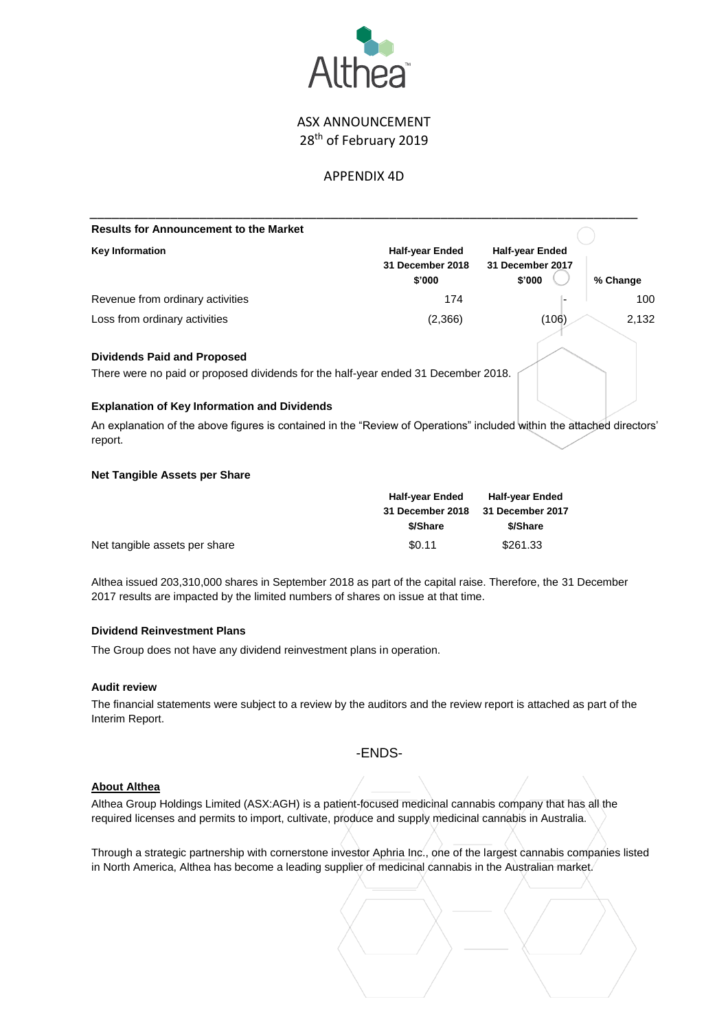Althea

ASX ANNOUNCEMENT
28th of February 2019

APPENDIX 4D

---

**Results for Announcement to the Market**

| **Key Information** | **Half-year Ended 31 December 2018 $'000** | **Half-year Ended 31 December 2017 $'000** | **% Change** |
|---|---|---|---|
| Revenue from ordinary activities | 174 | - | 100 |
| Loss from ordinary activities | (2,366) | (106) | 2,132 |

**Dividends Paid and Proposed**

There were no paid or proposed dividends for the half-year ended 31 December 2018.

**Explanation of Key Information and Dividends**

An explanation of the above figures is contained in the "Review of Operations" included within the attached directors' report.

**Net Tangible Assets per Share**

| | **Half-year Ended 31 December 2018 $/Share** | **Half-year Ended 31 December 2017 $/Share** |
|---|---|---|
| Net tangible assets per share | $0.11 | $261.33 |

Althea issued 203,310,000 shares in September 2018 as part of the capital raise. Therefore, the 31 December 2017 results are impacted by the limited numbers of shares on issue at that time.

**Dividend Reinvestment Plans**

The Group does not have any dividend reinvestment plans in operation.

**Audit review**

The financial statements were subject to a review by the auditors and the review report is attached as part of the Interim Report.

-ENDS-

**About Althea**

Althea Group Holdings Limited (ASX:AGH) is a patient-focused medicinal cannabis company that has all the required licenses and permits to import, cultivate, produce and supply medicinal cannabis in Australia.

Through a strategic partnership with cornerstone investor Aphria Inc., one of the largest cannabis companies listed in North America, Althea has become a leading supplier of medicinal cannabis in the Australian market.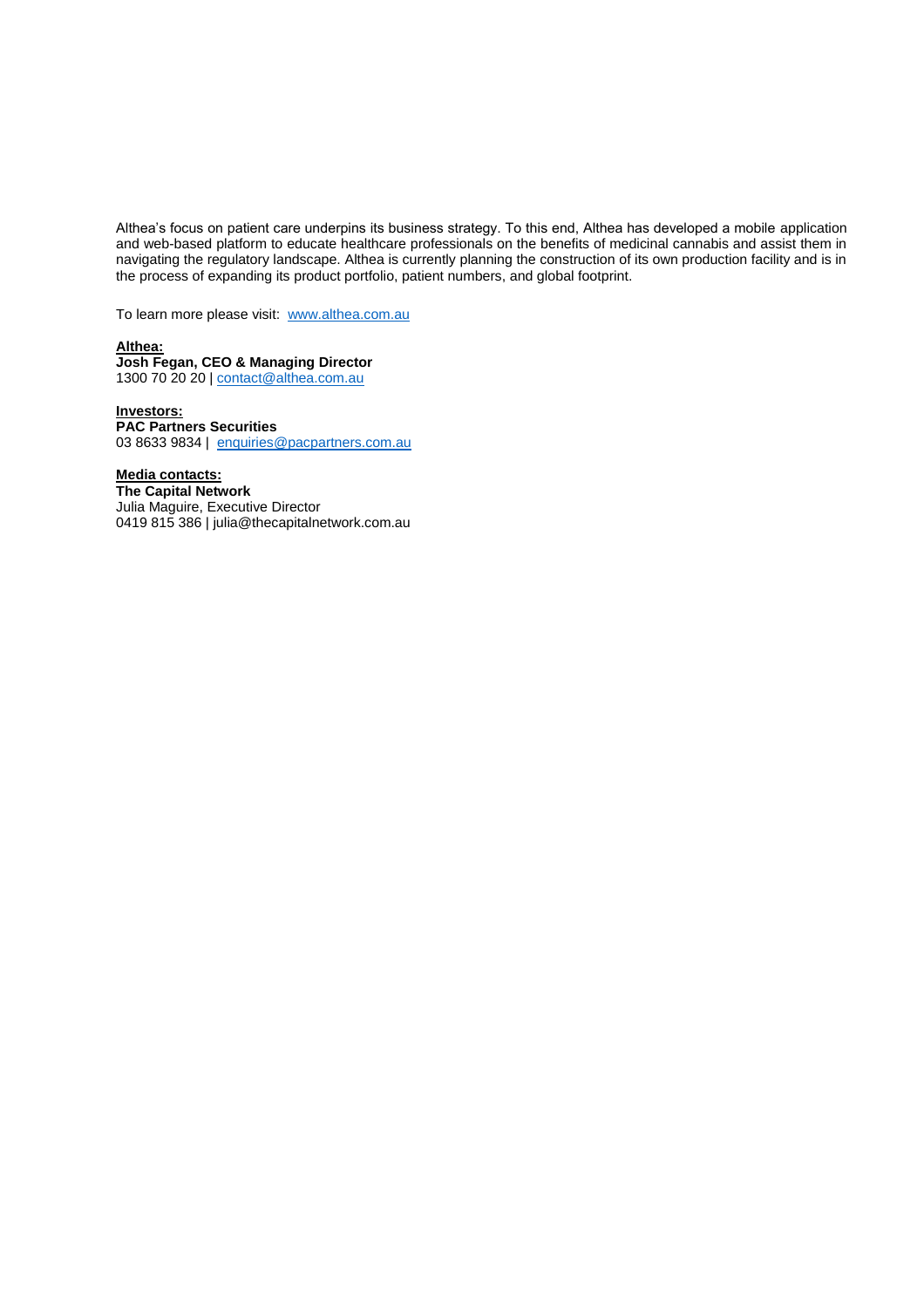Althea's focus on patient care underpins its business strategy. To this end, Althea has developed a mobile application and web-based platform to educate healthcare professionals on the benefits of medicinal cannabis and assist them in navigating the regulatory landscape. Althea is currently planning the construction of its own production facility and is in the process of expanding its product portfolio, patient numbers, and global footprint.

To learn more please visit: www.althea.com.au

**Althea:**
**Josh Fegan, CEO & Managing Director**
1300 70 20 20 | contact@althea.com.au

**Investors:**
**PAC Partners Securities**
03 8633 9834 | enquiries@pacpartners.com.au

**Media contacts:**
**The Capital Network**
Julia Maguire, Executive Director
0419 815 386 | julia@thecapitalnetwork.com.au